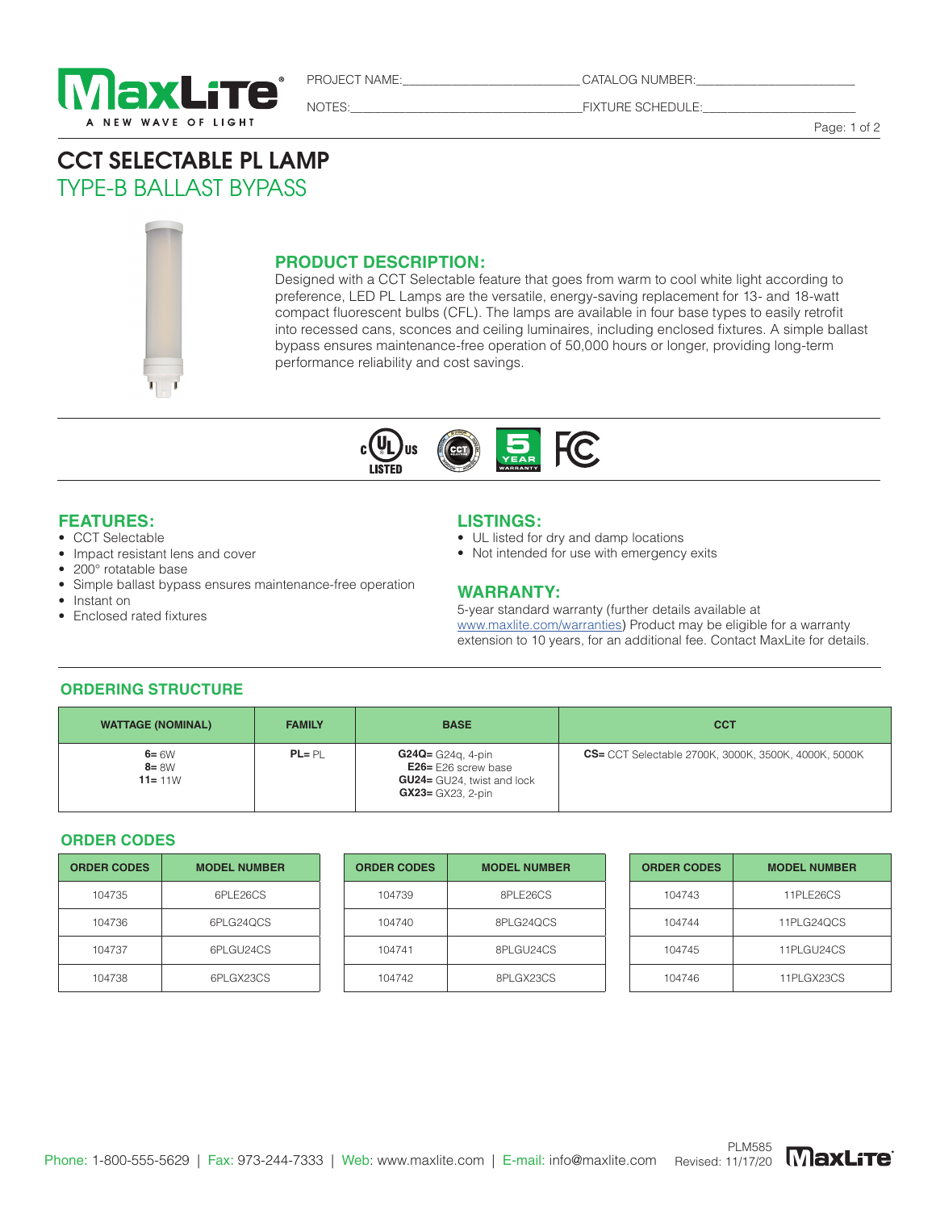PROJECT NAME:_______________________ CATALOG NUMBER:_______________________

NOTES:_______________________ FIXTURE SCHEDULE:_______________________

# CCT SELECTABLE PL LAMP

## TYPE-B BALLAST BYPASS

### PRODUCT DESCRIPTION:

Designed with a CCT Selectable feature that goes from warm to cool white light according to preference, LED PL Lamps are the versatile, energy-saving replacement for 13- and 18-watt compact fluorescent bulbs (CFL). The lamps are available in four base types to easily retrofit into recessed cans, sconces and ceiling luminaires, including enclosed fixtures. A simple ballast bypass ensures maintenance-free operation of 50,000 hours or longer, providing long-term performance reliability and cost savings.

### FEATURES:

- CCT Selectable
- Impact resistant lens and cover
- 200° rotatable base
- Simple ballast bypass ensures maintenance-free operation
- Instant on
- Enclosed rated fixtures

### LISTINGS:

- UL listed for dry and damp locations
- Not intended for use with emergency exits

### WARRANTY:

5-year standard warranty (further details available at www.maxlite.com/warranties) Product may be eligible for a warranty extension to 10 years, for an additional fee. Contact MaxLite for details.

### ORDERING STRUCTURE

| WATTAGE (NOMINAL) | FAMILY | BASE | CCT |
|---|---|---|---|
| **6=** 6W<br>**8=** 8W<br>**11=** 11W | **PL=** PL | **G24Q=** G24q, 4-pin<br>**E26=** E26 screw base<br>**GU24=** GU24, twist and lock<br>**GX23=** GX23, 2-pin | **CS=** CCT Selectable 2700K, 3000K, 3500K, 4000K, 5000K |

### ORDER CODES

| ORDER CODES | MODEL NUMBER |
|---|---|
| 104735 | 6PLE26CS |
| 104736 | 6PLG24QCS |
| 104737 | 6PLGU24CS |
| 104738 | 6PLGX23CS |

| ORDER CODES | MODEL NUMBER |
|---|---|
| 104739 | 8PLE26CS |
| 104740 | 8PLG24QCS |
| 104741 | 8PLGU24CS |
| 104742 | 8PLGX23CS |

| ORDER CODES | MODEL NUMBER |
|---|---|
| 104743 | 11PLE26CS |
| 104744 | 11PLG24QCS |
| 104745 | 11PLGU24CS |
| 104746 | 11PLGX23CS |

Phone: 1-800-555-5629 | Fax: 973-244-7333 | Web: www.maxlite.com | E-mail: info@maxlite.com

PLM585
Revised: 11/17/20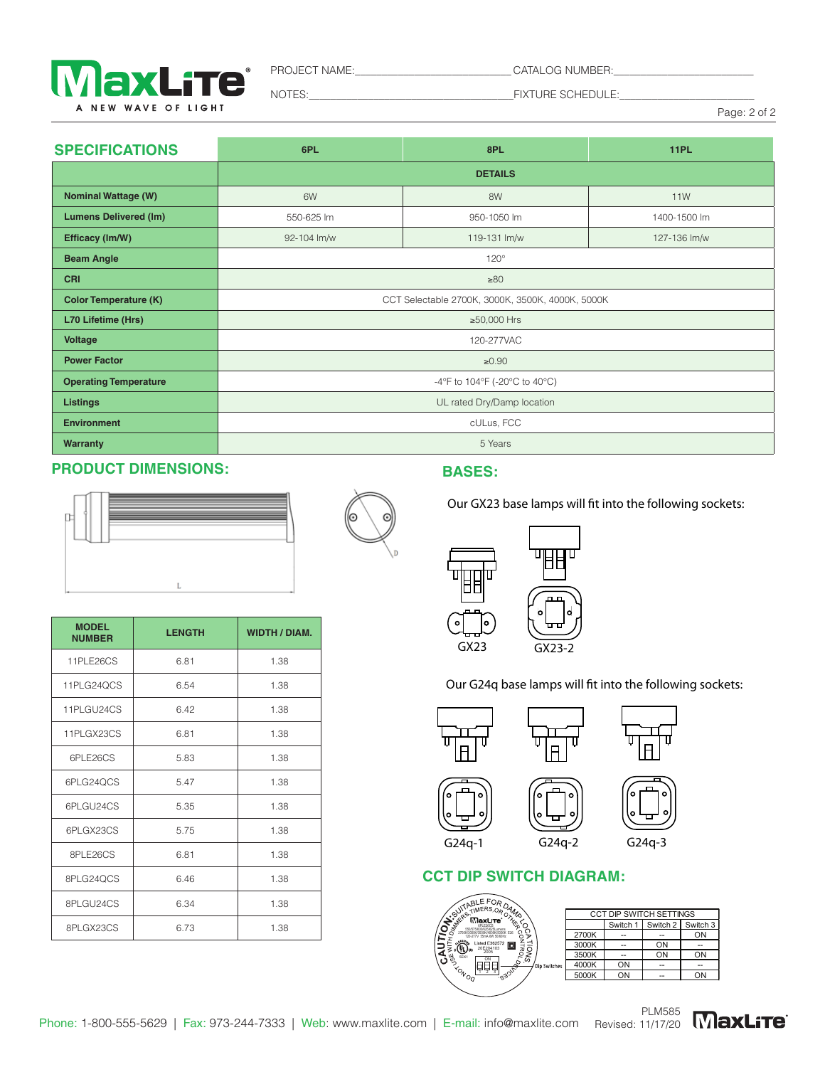PROJECT NAME:________________________ CATALOG NUMBER:________________________

NOTES:________________________________ FIXTURE SCHEDULE:________________________

## SPECIFICATIONS

| SPECIFICATIONS | 6PL | 8PL | 11PL |
|---|---|---|---|
| | DETAILS | | |
| Nominal Wattage (W) | 6W | 8W | 11W |
| Lumens Delivered (lm) | 550-625 lm | 950-1050 lm | 1400-1500 lm |
| Efficacy (lm/W) | 92-104 lm/w | 119-131 lm/w | 127-136 lm/w |
| Beam Angle | 120° | | |
| CRI | ≥80 | | |
| Color Temperature (K) | CCT Selectable 2700K, 3000K, 3500K, 4000K, 5000K | | |
| L70 Lifetime (Hrs) | ≥50,000 Hrs | | |
| Voltage | 120-277VAC | | |
| Power Factor | ≥0.90 | | |
| Operating Temperature | -4°F to 104°F (-20°C to 40°C) | | |
| Listings | UL rated Dry/Damp location | | |
| Environment | cULus, FCC | | |
| Warranty | 5 Years | | |

## PRODUCT DIMENSIONS:

L

D

| MODEL NUMBER | LENGTH | WIDTH / DIAM. |
|---|---|---|
| 11PLE26CS | 6.81 | 1.38 |
| 11PLG24QCS | 6.54 | 1.38 |
| 11PLGU24CS | 6.42 | 1.38 |
| 11PLGX23CS | 6.81 | 1.38 |
| 6PLE26CS | 5.83 | 1.38 |
| 6PLG24QCS | 5.47 | 1.38 |
| 6PLGU24CS | 5.35 | 1.38 |
| 6PLGX23CS | 5.75 | 1.38 |
| 8PLE26CS | 6.81 | 1.38 |
| 8PLG24QCS | 6.46 | 1.38 |
| 8PLGU24CS | 6.34 | 1.38 |
| 8PLGX23CS | 6.73 | 1.38 |

## BASES:

Our GX23 base lamps will fit into the following sockets:

GX23

GX23-2

Our G24q base lamps will fit into the following sockets:

G24q-1

G24q-2

G24q-3

## CCT DIP SWITCH DIAGRAM:

CAUTION: SUITABLE FOR DAMP LOCATIONS. DO NOT USE WITH DIMMERS, TIMERS, OR OTHER CONTROL DEVICES.

Dip Switches

| CCT DIP SWITCH SETTINGS | | | |
|---|---|---|---|
| | Switch 1 | Switch 2 | Switch 3 |
| 2700K | -- | -- | ON |
| 3000K | -- | ON | -- |
| 3500K | -- | ON | ON |
| 4000K | ON | -- | -- |
| 5000K | ON | -- | ON |

Phone: 1-800-555-5629 | Fax: 973-244-7333 | Web: www.maxlite.com | E-mail: info@maxlite.com

PLM585
Revised: 11/17/20